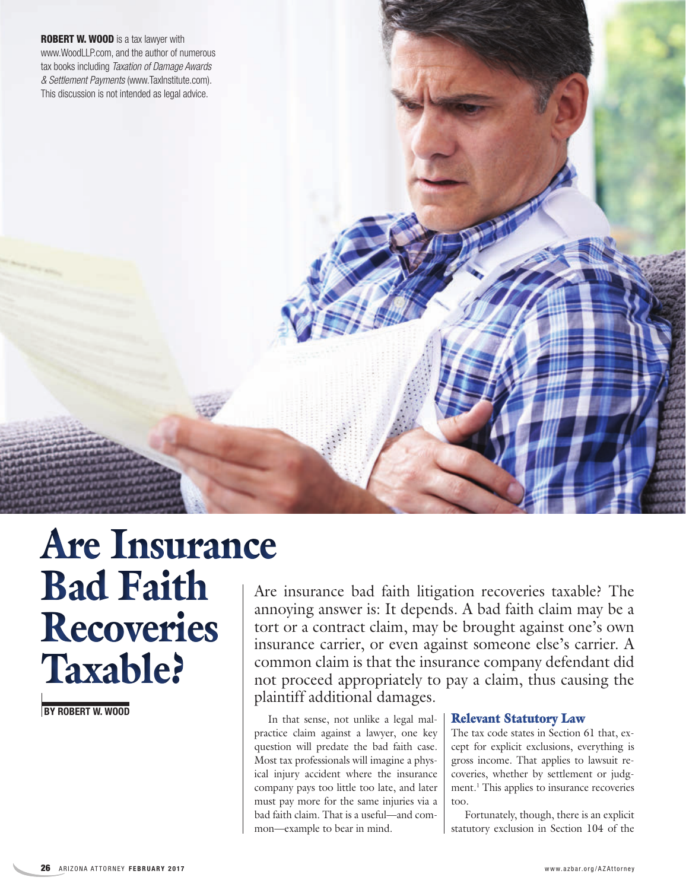**ROBERT W. WOOD** is a tax lawyer with www.WoodLLP.com, and the author of numerous tax books including *Taxation of Damage Awards & Settlement Payments* (www.TaxInstitute.com). This discussion is not intended as legal advice.

# Are Insurance Bad Faith Recoveries Taxable?

**BY ROBERT W. WOOD**

Are insurance bad faith litigation recoveries taxable? The annoying answer is: It depends. A bad faith claim may be a tort or a contract claim, may be brought against one's own insurance carrier, or even against someone else's carrier. A common claim is that the insurance company defendant did not proceed appropriately to pay a claim, thus causing the plaintiff additional damages.

In that sense, not unlike a legal malpractice claim against a lawyer, one key question will predate the bad faith case. Most tax professionals will imagine a physical injury accident where the insurance company pays too little too late, and later must pay more for the same injuries via a bad faith claim. That is a useful—and common—example to bear in mind.

## Relevant Statutory Law

The tax code states in Section 61 that, except for explicit exclusions, everything is gross income. That applies to lawsuit recoveries, whether by settlement or judgment.[1] This applies to insurance recoveries too.

Fortunately, though, there is an explicit statutory exclusion in Section 104 of the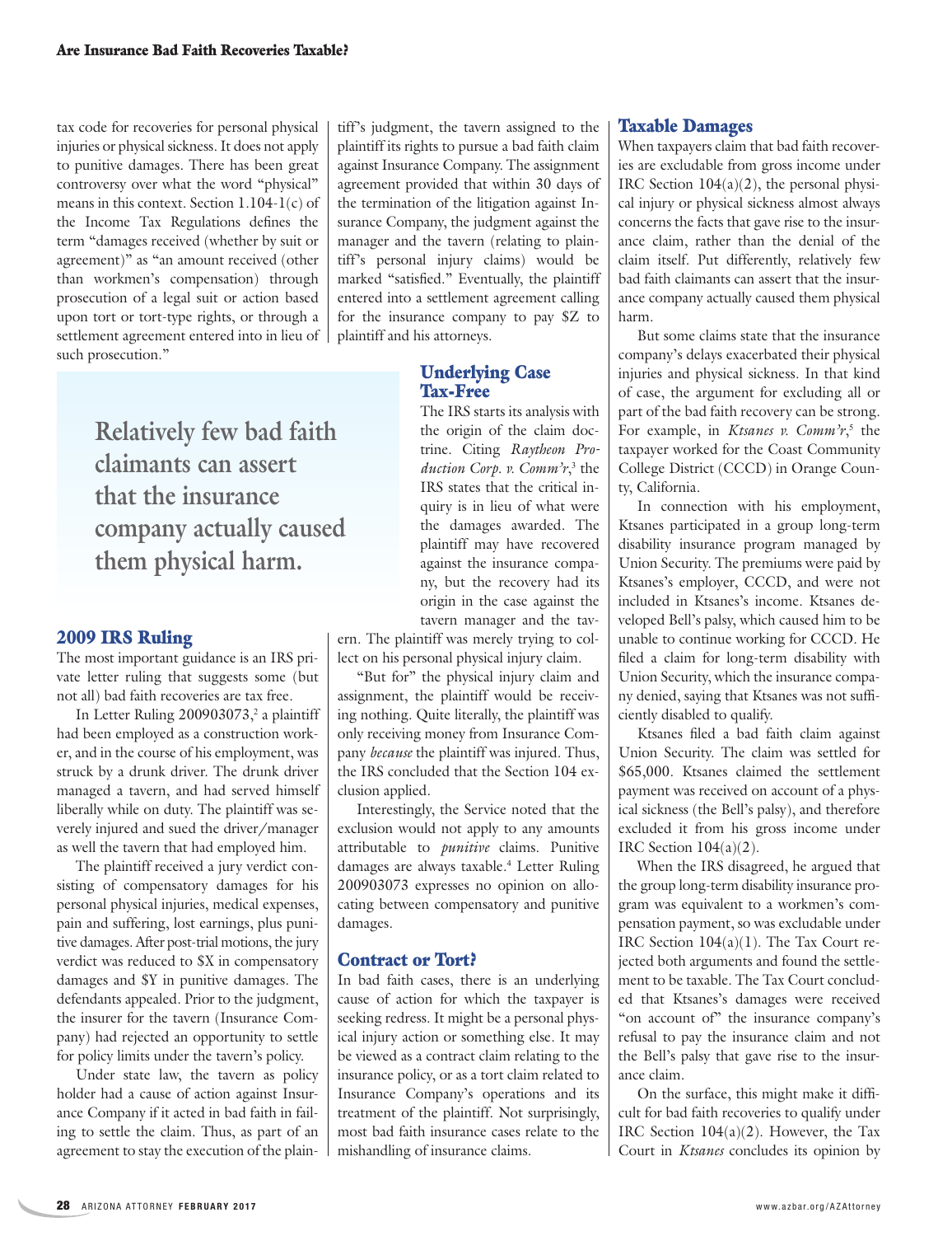tax code for recoveries for personal physical injuries or physical sickness. It does not apply to punitive damages. There has been great controversy over what the word "physical" means in this context. Section 1.104-1(c) of the Income Tax Regulations defines the term "damages received (whether by suit or agreement)" as "an amount received (other than workmen's compensation) through prosecution of a legal suit or action based upon tort or tort-type rights, or through a settlement agreement entered into in lieu of such prosecution."

> **Relatively few bad faith claimants can assert that the insurance company actually caused them physical harm.**

## 2009 IRS Ruling

The most important guidance is an IRS private letter ruling that suggests some (but not all) bad faith recoveries are tax free.

In Letter Ruling 200903073,[2] a plaintiff had been employed as a construction worker, and in the course of his employment, was struck by a drunk driver. The drunk driver managed a tavern, and had served himself liberally while on duty. The plaintiff was severely injured and sued the driver/manager as well the tavern that had employed him.

The plaintiff received a jury verdict consisting of compensatory damages for his personal physical injuries, medical expenses, pain and suffering, lost earnings, plus punitive damages. After post-trial motions, the jury verdict was reduced to $X in compensatory damages and $Y in punitive damages. The defendants appealed. Prior to the judgment, the insurer for the tavern (Insurance Company) had rejected an opportunity to settle for policy limits under the tavern's policy.

Under state law, the tavern as policy holder had a cause of action against Insurance Company if it acted in bad faith in failing to settle the claim. Thus, as part of an agreement to stay the execution of the plaintiff's judgment, the tavern assigned to the plaintiff its rights to pursue a bad faith claim against Insurance Company. The assignment agreement provided that within 30 days of the termination of the litigation against Insurance Company, the judgment against the manager and the tavern (relating to plaintiff's personal injury claims) would be marked "satisfied." Eventually, the plaintiff entered into a settlement agreement calling for the insurance company to pay $Z to plaintiff and his attorneys.

## Underlying Case Tax-Free

The IRS starts its analysis with the origin of the claim doctrine. Citing *Raytheon Production Corp. v. Comm'r*,[3] the IRS states that the critical inquiry is in lieu of what were the damages awarded. The plaintiff may have recovered against the insurance company, but the recovery had its origin in the case against the tavern manager and the tavern. The plaintiff was merely trying to collect on his personal physical injury claim.

"But for" the physical injury claim and assignment, the plaintiff would be receiving nothing. Quite literally, the plaintiff was only receiving money from Insurance Company *because* the plaintiff was injured. Thus, the IRS concluded that the Section 104 exclusion applied.

Interestingly, the Service noted that the exclusion would not apply to any amounts attributable to *punitive* claims. Punitive damages are always taxable.[4] Letter Ruling 200903073 expresses no opinion on allocating between compensatory and punitive damages.

## Contract or Tort?

In bad faith cases, there is an underlying cause of action for which the taxpayer is seeking redress. It might be a personal physical injury action or something else. It may be viewed as a contract claim relating to the insurance policy, or as a tort claim related to Insurance Company's operations and its treatment of the plaintiff. Not surprisingly, most bad faith insurance cases relate to the mishandling of insurance claims.

## Taxable Damages

When taxpayers claim that bad faith recoveries are excludable from gross income under IRC Section 104(a)(2), the personal physical injury or physical sickness almost always concerns the facts that gave rise to the insurance claim, rather than the denial of the claim itself. Put differently, relatively few bad faith claimants can assert that the insurance company actually caused them physical harm.

But some claims state that the insurance company's delays exacerbated their physical injuries and physical sickness. In that kind of case, the argument for excluding all or part of the bad faith recovery can be strong. For example, in *Ktsanes v. Comm'r*,[5] the taxpayer worked for the Coast Community College District (CCCD) in Orange County, California.

In connection with his employment, Ktsanes participated in a group long-term disability insurance program managed by Union Security. The premiums were paid by Ktsanes's employer, CCCD, and were not included in Ktsanes's income. Ktsanes developed Bell's palsy, which caused him to be unable to continue working for CCCD. He filed a claim for long-term disability with Union Security, which the insurance company denied, saying that Ktsanes was not sufficiently disabled to qualify.

Ktsanes filed a bad faith claim against Union Security. The claim was settled for $65,000. Ktsanes claimed the settlement payment was received on account of a physical sickness (the Bell's palsy), and therefore excluded it from his gross income under IRC Section 104(a)(2).

When the IRS disagreed, he argued that the group long-term disability insurance program was equivalent to a workmen's compensation payment, so was excludable under IRC Section 104(a)(1). The Tax Court rejected both arguments and found the settlement to be taxable. The Tax Court concluded that Ktsanes's damages were received "on account of" the insurance company's refusal to pay the insurance claim and not the Bell's palsy that gave rise to the insurance claim.

On the surface, this might make it difficult for bad faith recoveries to qualify under IRC Section 104(a)(2). However, the Tax Court in *Ktsanes* concludes its opinion by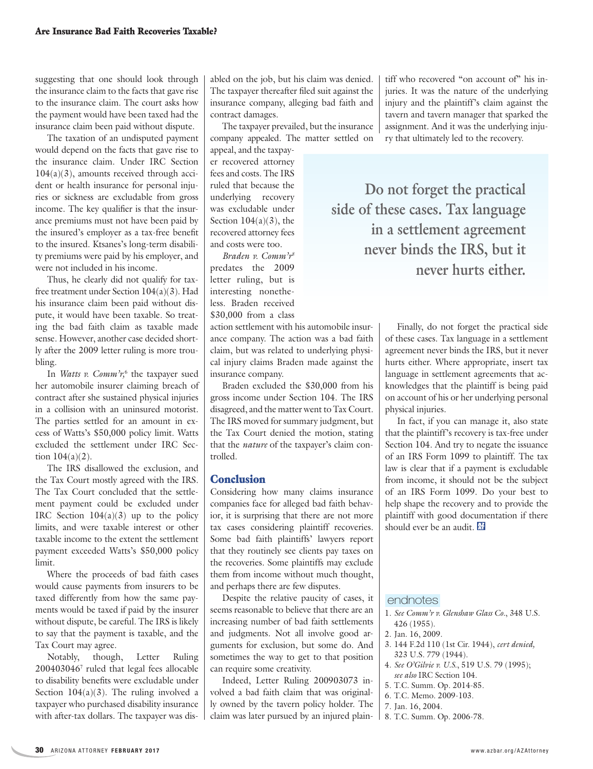suggesting that one should look through the insurance claim to the facts that gave rise to the insurance claim. The court asks how the payment would have been taxed had the insurance claim been paid without dispute.

The taxation of an undisputed payment would depend on the facts that gave rise to the insurance claim. Under IRC Section 104(a)(3), amounts received through accident or health insurance for personal injuries or sickness are excludable from gross income. The key qualifier is that the insurance premiums must not have been paid by the insured's employer as a tax-free benefit to the insured. Ktsanes's long-term disability premiums were paid by his employer, and were not included in his income.

Thus, he clearly did not qualify for tax-free treatment under Section 104(a)(3). Had his insurance claim been paid without dispute, it would have been taxable. So treating the bad faith claim as taxable made sense. However, another case decided shortly after the 2009 letter ruling is more troubling.

In *Watts v. Comm'r*,[6] the taxpayer sued her automobile insurer claiming breach of contract after she sustained physical injuries in a collision with an uninsured motorist. The parties settled for an amount in excess of Watts's $50,000 policy limit. Watts excluded the settlement under IRC Section 104(a)(2).

The IRS disallowed the exclusion, and the Tax Court mostly agreed with the IRS. The Tax Court concluded that the settlement payment could be excluded under IRC Section 104(a)(3) up to the policy limits, and were taxable interest or other taxable income to the extent the settlement payment exceeded Watts's $50,000 policy limit.

Where the proceeds of bad faith cases would cause payments from insurers to be taxed differently from how the same payments would be taxed if paid by the insurer without dispute, be careful. The IRS is likely to say that the payment is taxable, and the Tax Court may agree.

Notably, though, Letter Ruling 200403046[7] ruled that legal fees allocable to disability benefits were excludable under Section 104(a)(3). The ruling involved a taxpayer who purchased disability insurance with after-tax dollars. The taxpayer was disabled on the job, but his claim was denied. The taxpayer thereafter filed suit against the insurance company, alleging bad faith and contract damages.

The taxpayer prevailed, but the insurance company appealed. The matter settled on appeal, and the taxpayer recovered attorney fees and costs. The IRS ruled that because the underlying recovery was excludable under Section 104(a)(3), the recovered attorney fees and costs were too.

*Braden v. Comm'r*[8] predates the 2009 letter ruling, but is interesting nonetheless. Braden received $30,000 from a class action settlement with his automobile insurance company. The action was a bad faith claim, but was related to underlying physical injury claims Braden made against the insurance company.

Braden excluded the $30,000 from his gross income under Section 104. The IRS disagreed, and the matter went to Tax Court. The IRS moved for summary judgment, but the Tax Court denied the motion, stating that the *nature* of the taxpayer's claim controlled.

## Conclusion

Considering how many claims insurance companies face for alleged bad faith behavior, it is surprising that there are not more tax cases considering plaintiff recoveries. Some bad faith plaintiffs' lawyers report that they routinely see clients pay taxes on the recoveries. Some plaintiffs may exclude them from income without much thought, and perhaps there are few disputes.

Despite the relative paucity of cases, it seems reasonable to believe that there are an increasing number of bad faith settlements and judgments. Not all involve good arguments for exclusion, but some do. And sometimes the way to get to that position can require some creativity.

Indeed, Letter Ruling 200903073 involved a bad faith claim that was originally owned by the tavern policy holder. The claim was later pursued by an injured plaintiff who recovered "on account of" his injuries. It was the nature of the underlying injury and the plaintiff's claim against the tavern and tavern manager that sparked the assignment. And it was the underlying injury that ultimately led to the recovery.

**Do not forget the practical side of these cases. Tax language in a settlement agreement never binds the IRS, but it never hurts either.**

Finally, do not forget the practical side of these cases. Tax language in a settlement agreement never binds the IRS, but it never hurts either. Where appropriate, insert tax language in settlement agreements that acknowledges that the plaintiff is being paid on account of his or her underlying personal physical injuries.

In fact, if you can manage it, also state that the plaintiff's recovery is tax-free under Section 104. And try to negate the issuance of an IRS Form 1099 to plaintiff. The tax law is clear that if a payment is excludable from income, it should not be the subject of an IRS Form 1099. Do your best to help shape the recovery and to provide the plaintiff with good documentation if there should ever be an audit.

### endnotes

1. *See Comm'r v. Glenshaw Glass Co.*, 348 U.S. 426 (1955).
2. Jan. 16, 2009.
3. 144 F.2d 110 (1st Cir. 1944), *cert denied,* 323 U.S. 779 (1944).
4. *See O'Gilvie v. U.S.*, 519 U.S. 79 (1995); *see also* IRC Section 104.
5. T.C. Summ. Op. 2014-85.
6. T.C. Memo. 2009-103.
7. Jan. 16, 2004.
8. T.C. Summ. Op. 2006-78.